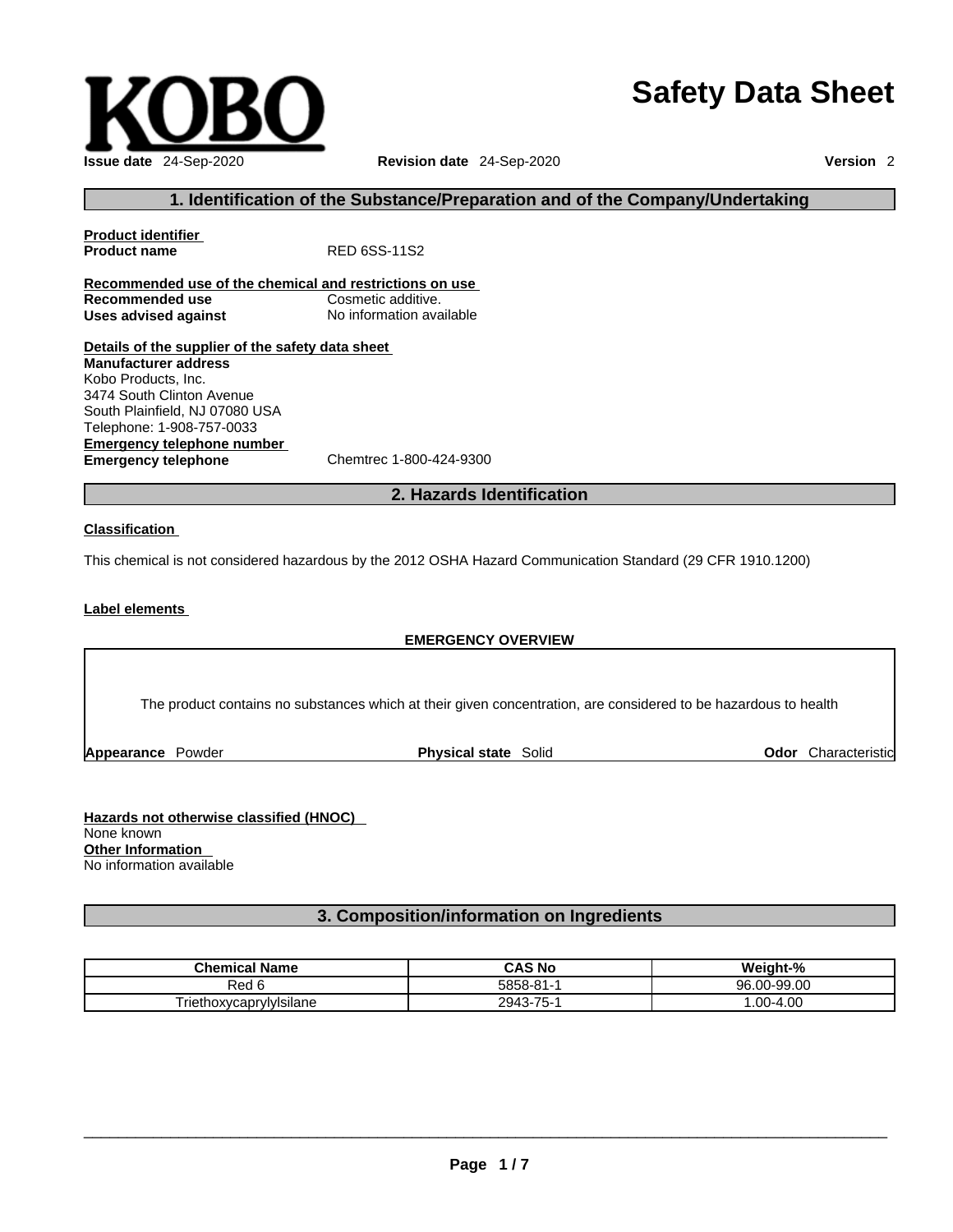KOBO

# Safety Data Sheet

**Issue date** 24-Sep-2020 **Revision date** 24-Sep-2020 **Version** 2

## 1. Identification of the Substance/Preparation and of the Company/Undertaking

**Product identifier**

**Product name** RED 6SS-11S2

**Recommended use of the chemical and restrictions on use**

**Recommended use** Cosmetic additive.

**Uses advised against** No information available

**Details of the supplier of the safety data sheet**

**Manufacturer address**

Kobo Products, Inc.
3474 South Clinton Avenue
South Plainfield, NJ 07080 USA
Telephone: 1-908-757-0033

**Emergency telephone number**

**Emergency telephone** Chemtrec 1-800-424-9300

## 2. Hazards Identification

**Classification**

This chemical is not considered hazardous by the 2012 OSHA Hazard Communication Standard (29 CFR 1910.1200)

**Label elements**

**EMERGENCY OVERVIEW**

The product contains no substances which at their given concentration, are considered to be hazardous to health

**Appearance** Powder **Physical state** Solid **Odor** Characteristic

**Hazards not otherwise classified (HNOC)**

None known

**Other Information**

No information available

## 3. Composition/information on Ingredients

| Chemical Name | CAS No | Weight-% |
|---|---|---|
| Red 6 | 5858-81-1 | 96.00-99.00 |
| Triethoxycaprylylsilane | 2943-75-1 | 1.00-4.00 |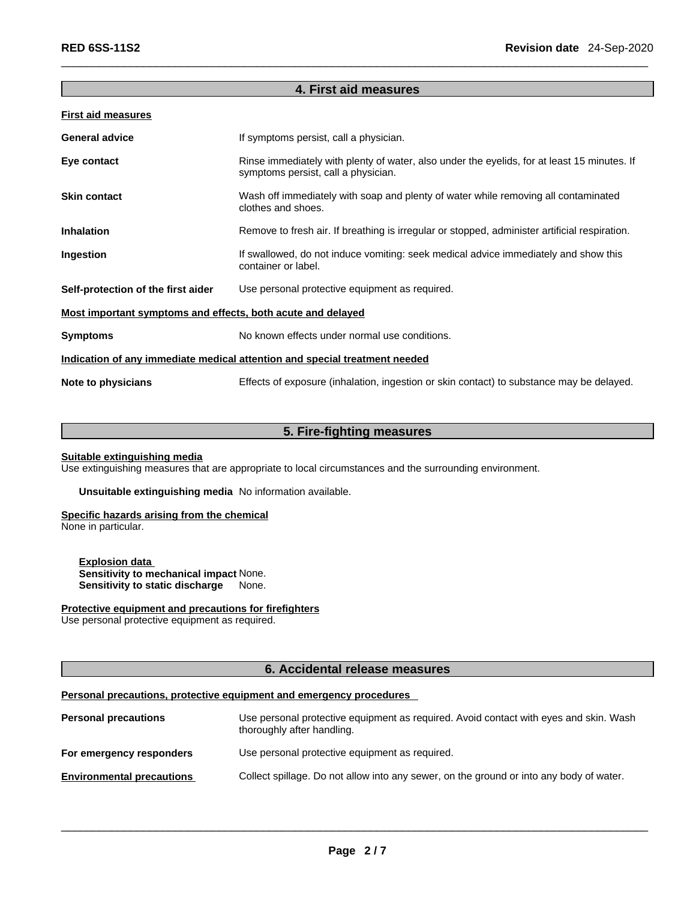## 4. First aid measures

**First aid measures**

| | |
|---|---|
| **General advice** | If symptoms persist, call a physician. |
| **Eye contact** | Rinse immediately with plenty of water, also under the eyelids, for at least 15 minutes. If symptoms persist, call a physician. |
| **Skin contact** | Wash off immediately with soap and plenty of water while removing all contaminated clothes and shoes. |
| **Inhalation** | Remove to fresh air. If breathing is irregular or stopped, administer artificial respiration. |
| **Ingestion** | If swallowed, do not induce vomiting: seek medical advice immediately and show this container or label. |
| **Self-protection of the first aider** | Use personal protective equipment as required. |

**Most important symptoms and effects, both acute and delayed**

| | |
|---|---|
| **Symptoms** | No known effects under normal use conditions. |

**Indication of any immediate medical attention and special treatment needed**

| | |
|---|---|
| **Note to physicians** | Effects of exposure (inhalation, ingestion or skin contact) to substance may be delayed. |

## 5. Fire-fighting measures

**Suitable extinguishing media**
Use extinguishing measures that are appropriate to local circumstances and the surrounding environment.

**Unsuitable extinguishing media** No information available.

**Specific hazards arising from the chemical**
None in particular.

**Explosion data**
**Sensitivity to mechanical impact** None.
**Sensitivity to static discharge** None.

**Protective equipment and precautions for firefighters**
Use personal protective equipment as required.

## 6. Accidental release measures

**Personal precautions, protective equipment and emergency procedures**

| | |
|---|---|
| **Personal precautions** | Use personal protective equipment as required. Avoid contact with eyes and skin. Wash thoroughly after handling. |
| **For emergency responders** | Use personal protective equipment as required. |
| **Environmental precautions** | Collect spillage. Do not allow into any sewer, on the ground or into any body of water. |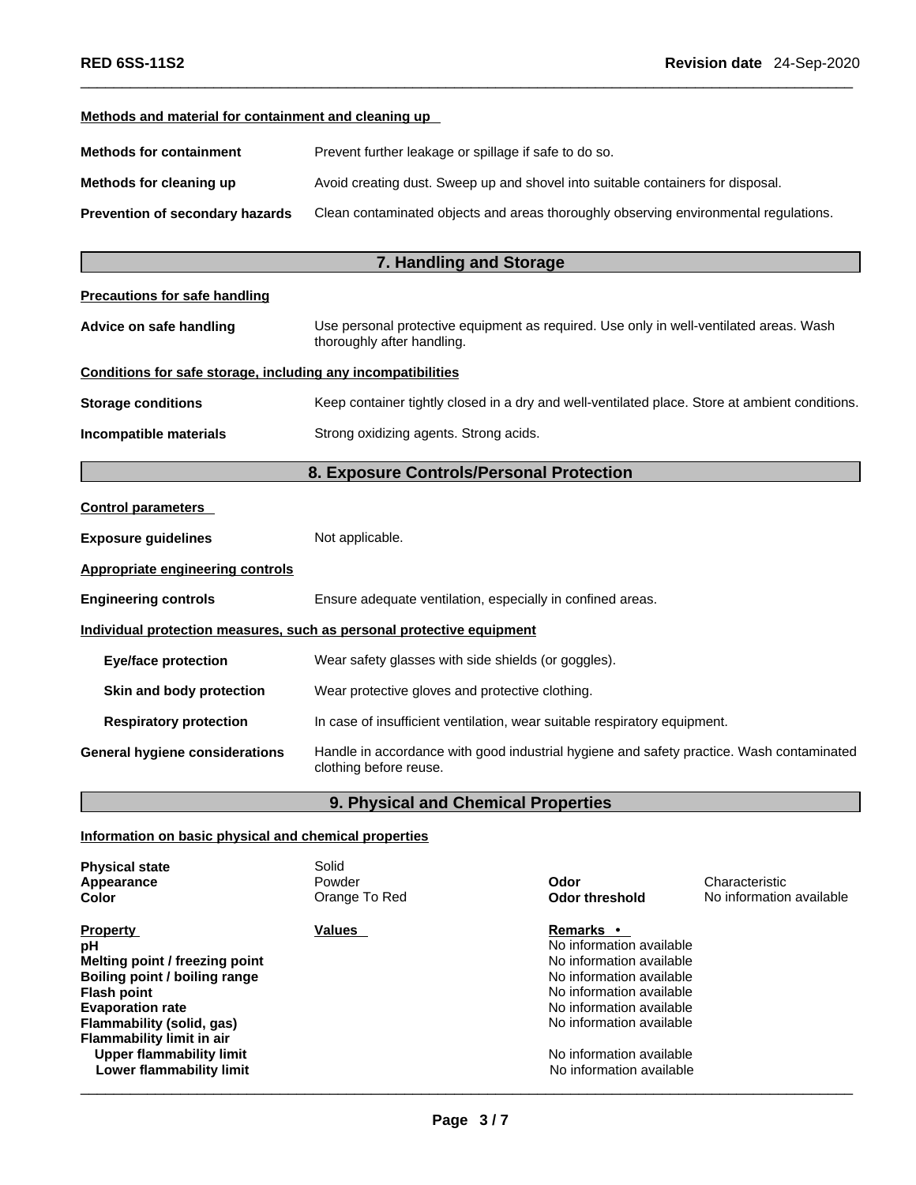#### Methods and material for containment and cleaning up

**Methods for containment** Prevent further leakage or spillage if safe to do so.

**Methods for cleaning up** Avoid creating dust. Sweep up and shovel into suitable containers for disposal.

**Prevention of secondary hazards** Clean contaminated objects and areas thoroughly observing environmental regulations.

## 7. Handling and Storage

#### Precautions for safe handling

**Advice on safe handling** Use personal protective equipment as required. Use only in well-ventilated areas. Wash thoroughly after handling.

#### Conditions for safe storage, including any incompatibilities

**Storage conditions** Keep container tightly closed in a dry and well-ventilated place. Store at ambient conditions.

**Incompatible materials** Strong oxidizing agents. Strong acids.

## 8. Exposure Controls/Personal Protection

#### Control parameters

**Exposure guidelines** Not applicable.

#### Appropriate engineering controls

**Engineering controls** Ensure adequate ventilation, especially in confined areas.

#### Individual protection measures, such as personal protective equipment

**Eye/face protection** Wear safety glasses with side shields (or goggles).

**Skin and body protection** Wear protective gloves and protective clothing.

**Respiratory protection** In case of insufficient ventilation, wear suitable respiratory equipment.

**General hygiene considerations** Handle in accordance with good industrial hygiene and safety practice. Wash contaminated clothing before reuse.

## 9. Physical and Chemical Properties

#### Information on basic physical and chemical properties

| | | | |
|---|---|---|---|
| **Physical state** | Solid | | |
| **Appearance** | Powder | **Odor** | Characteristic |
| **Color** | Orange To Red | **Odor threshold** | No information available |

| Property | Values | Remarks • |
|---|---|---|
| **pH** | | No information available |
| **Melting point / freezing point** | | No information available |
| **Boiling point / boiling range** | | No information available |
| **Flash point** | | No information available |
| **Evaporation rate** | | No information available |
| **Flammability (solid, gas)** | | No information available |
| **Flammability limit in air** | | |
| **Upper flammability limit** | | No information available |
| **Lower flammability limit** | | No information available |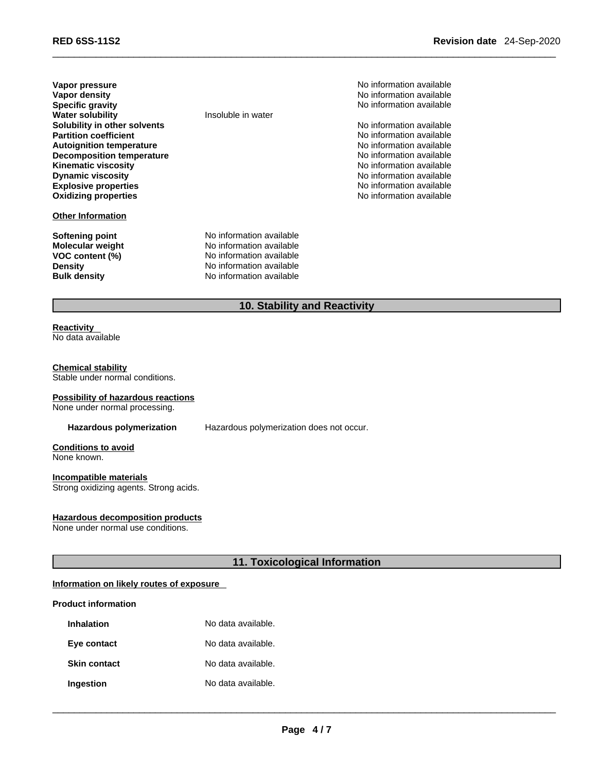| | | |
|---|---|---|
| **Vapor pressure** | | No information available |
| **Vapor density** | | No information available |
| **Specific gravity** | | No information available |
| **Water solubility** | Insoluble in water | |
| **Solubility in other solvents** | | No information available |
| **Partition coefficient** | | No information available |
| **Autoignition temperature** | | No information available |
| **Decomposition temperature** | | No information available |
| **Kinematic viscosity** | | No information available |
| **Dynamic viscosity** | | No information available |
| **Explosive properties** | | No information available |
| **Oxidizing properties** | | No information available |

**Other Information**

| | |
|---|---|
| **Softening point** | No information available |
| **Molecular weight** | No information available |
| **VOC content (%)** | No information available |
| **Density** | No information available |
| **Bulk density** | No information available |

## 10. Stability and Reactivity

**Reactivity**
No data available

**Chemical stability**
Stable under normal conditions.

**Possibility of hazardous reactions**
None under normal processing.

**Hazardous polymerization** Hazardous polymerization does not occur.

**Conditions to avoid**
None known.

**Incompatible materials**
Strong oxidizing agents. Strong acids.

**Hazardous decomposition products**
None under normal use conditions.

## 11. Toxicological Information

**Information on likely routes of exposure**

**Product information**

| | |
|---|---|
| **Inhalation** | No data available. |
| **Eye contact** | No data available. |
| **Skin contact** | No data available. |
| **Ingestion** | No data available. |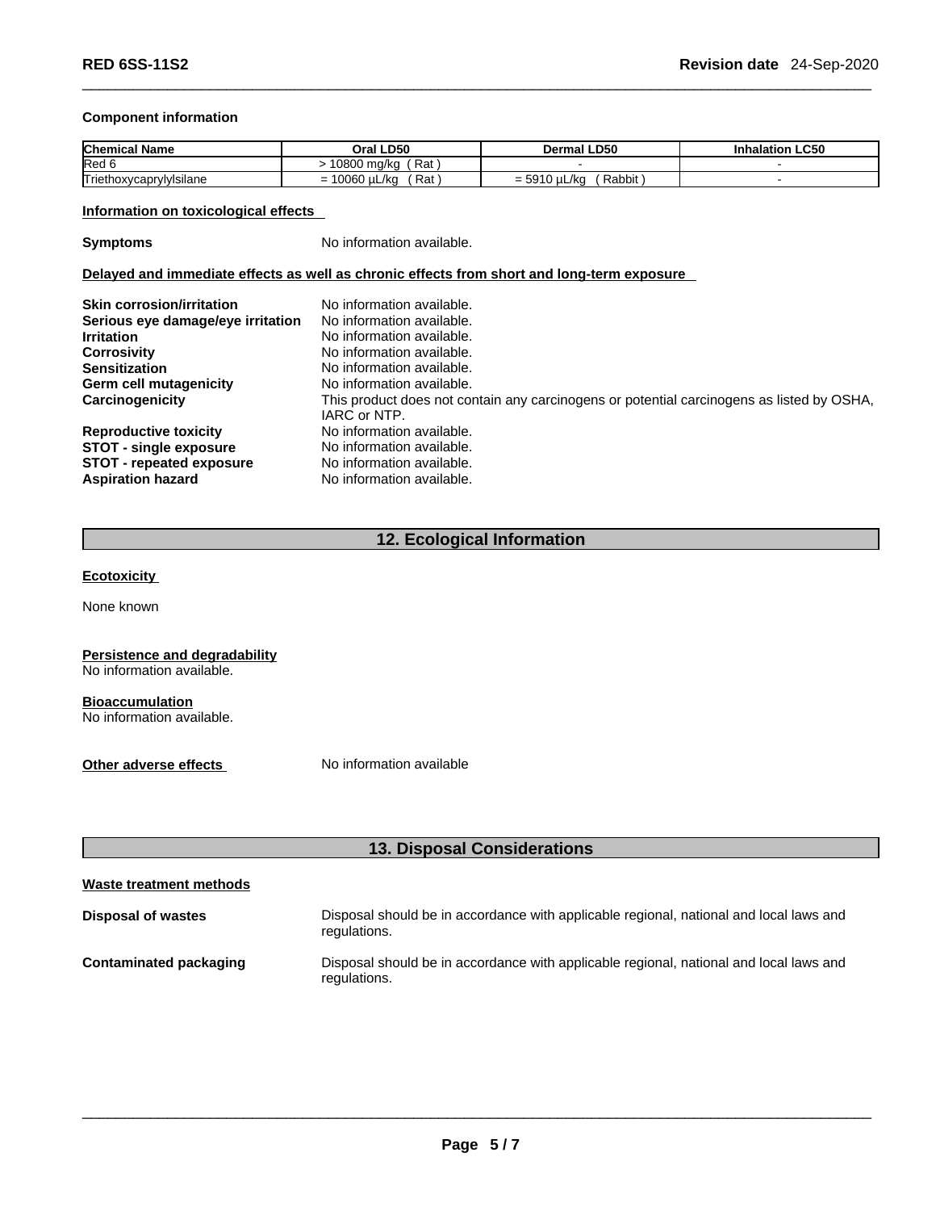**Component information**

| Chemical Name | Oral LD50 | Dermal LD50 | Inhalation LC50 |
|---|---|---|---|
| Red 6 | > 10800 mg/kg ( Rat ) | - | - |
| Triethoxycaprylylsilane | = 10060 µL/kg ( Rat ) | = 5910 µL/kg ( Rabbit ) | - |

**Information on toxicological effects**

**Symptoms** No information available.

**Delayed and immediate effects as well as chronic effects from short and long-term exposure**

**Skin corrosion/irritation** No information available.
**Serious eye damage/eye irritation** No information available.
**Irritation** No information available.
**Corrosivity** No information available.
**Sensitization** No information available.
**Germ cell mutagenicity** No information available.
**Carcinogenicity** This product does not contain any carcinogens or potential carcinogens as listed by OSHA, IARC or NTP.
**Reproductive toxicity** No information available.
**STOT - single exposure** No information available.
**STOT - repeated exposure** No information available.
**Aspiration hazard** No information available.

## 12. Ecological Information

**Ecotoxicity**

None known

**Persistence and degradability**
No information available.

**Bioaccumulation**
No information available.

**Other adverse effects** No information available

## 13. Disposal Considerations

**Waste treatment methods**

**Disposal of wastes** Disposal should be in accordance with applicable regional, national and local laws and regulations.

**Contaminated packaging** Disposal should be in accordance with applicable regional, national and local laws and regulations.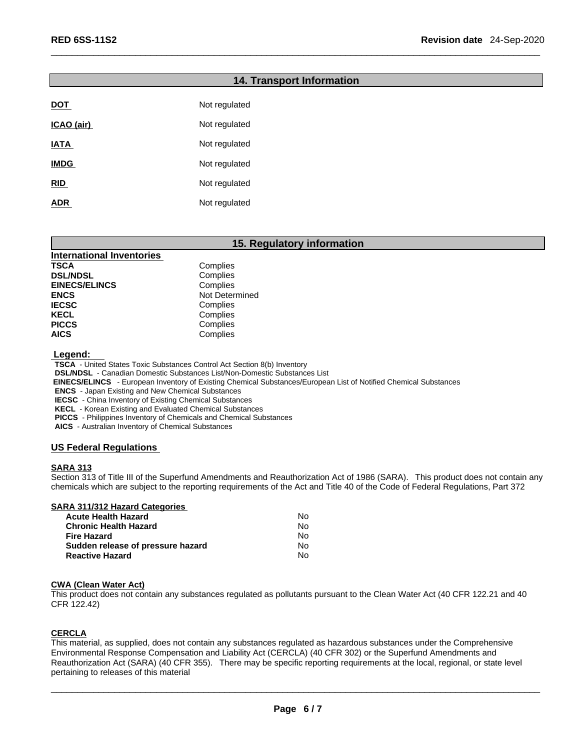## 14. Transport Information

| | |
|---|---|
| **DOT** | Not regulated |
| **ICAO (air)** | Not regulated |
| **IATA** | Not regulated |
| **IMDG** | Not regulated |
| **RID** | Not regulated |
| **ADR** | Not regulated |

## 15. Regulatory information

**International Inventories**

| | |
|---|---|
| **TSCA** | Complies |
| **DSL/NDSL** | Complies |
| **EINECS/ELINCS** | Complies |
| **ENCS** | Not Determined |
| **IECSC** | Complies |
| **KECL** | Complies |
| **PICCS** | Complies |
| **AICS** | Complies |

**Legend:**

**TSCA** - United States Toxic Substances Control Act Section 8(b) Inventory
**DSL/NDSL** - Canadian Domestic Substances List/Non-Domestic Substances List
**EINECS/ELINCS** - European Inventory of Existing Chemical Substances/European List of Notified Chemical Substances
**ENCS** - Japan Existing and New Chemical Substances
**IECSC** - China Inventory of Existing Chemical Substances
**KECL** - Korean Existing and Evaluated Chemical Substances
**PICCS** - Philippines Inventory of Chemicals and Chemical Substances
**AICS** - Australian Inventory of Chemical Substances

### US Federal Regulations

**SARA 313**

Section 313 of Title III of the Superfund Amendments and Reauthorization Act of 1986 (SARA). This product does not contain any chemicals which are subject to the reporting requirements of the Act and Title 40 of the Code of Federal Regulations, Part 372

**SARA 311/312 Hazard Categories**

| | |
|---|---|
| **Acute Health Hazard** | No |
| **Chronic Health Hazard** | No |
| **Fire Hazard** | No |
| **Sudden release of pressure hazard** | No |
| **Reactive Hazard** | No |

**CWA (Clean Water Act)**

This product does not contain any substances regulated as pollutants pursuant to the Clean Water Act (40 CFR 122.21 and 40 CFR 122.42)

**CERCLA**

This material, as supplied, does not contain any substances regulated as hazardous substances under the Comprehensive Environmental Response Compensation and Liability Act (CERCLA) (40 CFR 302) or the Superfund Amendments and Reauthorization Act (SARA) (40 CFR 355). There may be specific reporting requirements at the local, regional, or state level pertaining to releases of this material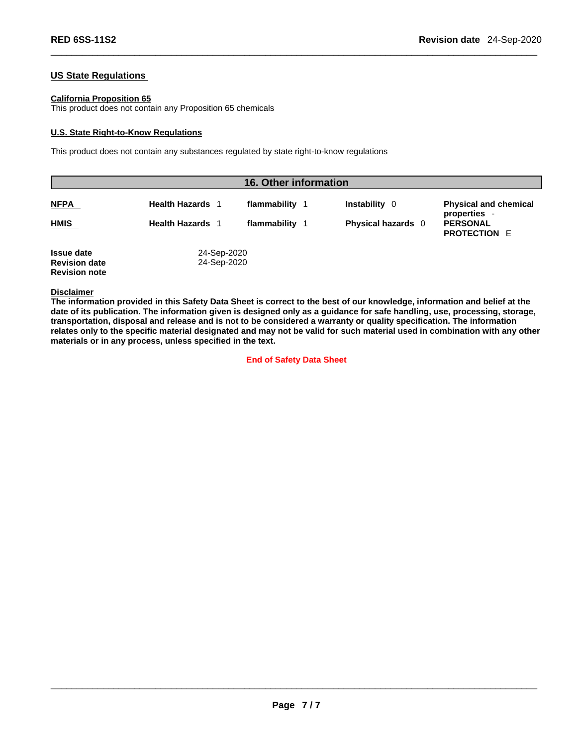## US State Regulations

**California Proposition 65**

This product does not contain any Proposition 65 chemicals

**U.S. State Right-to-Know Regulations**

This product does not contain any substances regulated by state right-to-know regulations

## 16. Other information

| | | | | |
|---|---|---|---|---|
| **NFPA** | **Health Hazards** 1 | **flammability** 1 | **Instability** 0 | **Physical and chemical properties** - |
| **HMIS** | **Health Hazards** 1 | **flammability** 1 | **Physical hazards** 0 | **PERSONAL PROTECTION** E |

**Issue date** 24-Sep-2020
**Revision date** 24-Sep-2020
**Revision note**

**Disclaimer**

**The information provided in this Safety Data Sheet is correct to the best of our knowledge, information and belief at the date of its publication. The information given is designed only as a guidance for safe handling, use, processing, storage, transportation, disposal and release and is not to be considered a warranty or quality specification. The information relates only to the specific material designated and may not be valid for such material used in combination with any other materials or in any process, unless specified in the text.**

**End of Safety Data Sheet**